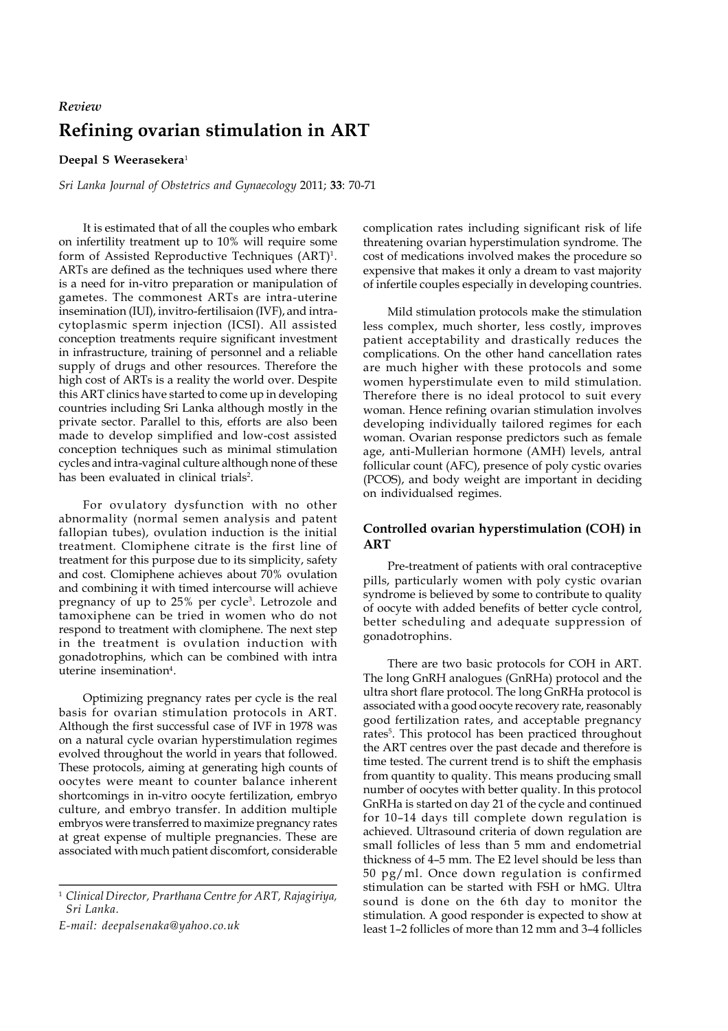*Review*

# Refining ovarian stimulation in ART

**Deepal S Weerasekera**[1]

*Sri Lanka Journal of Obstetrics and Gynaecology* 2011; **33**: 70-71

It is estimated that of all the couples who embark on infertility treatment up to 10% will require some form of Assisted Reproductive Techniques (ART)[1]. ARTs are defined as the techniques used where there is a need for in-vitro preparation or manipulation of gametes. The commonest ARTs are intra-uterine insemination (IUI), invitro-fertilisaion (IVF), and intra-cytoplasmic sperm injection (ICSI). All assisted conception treatments require significant investment in infrastructure, training of personnel and a reliable supply of drugs and other resources. Therefore the high cost of ARTs is a reality the world over. Despite this ART clinics have started to come up in developing countries including Sri Lanka although mostly in the private sector. Parallel to this, efforts are also been made to develop simplified and low-cost assisted conception techniques such as minimal stimulation cycles and intra-vaginal culture although none of these has been evaluated in clinical trials[2].

For ovulatory dysfunction with no other abnormality (normal semen analysis and patent fallopian tubes), ovulation induction is the initial treatment. Clomiphene citrate is the first line of treatment for this purpose due to its simplicity, safety and cost. Clomiphene achieves about 70% ovulation and combining it with timed intercourse will achieve pregnancy of up to 25% per cycle[3]. Letrozole and tamoxiphene can be tried in women who do not respond to treatment with clomiphene. The next step in the treatment is ovulation induction with gonadotrophins, which can be combined with intra uterine insemination[4].

Optimizing pregnancy rates per cycle is the real basis for ovarian stimulation protocols in ART. Although the first successful case of IVF in 1978 was on a natural cycle ovarian hyperstimulation regimes evolved throughout the world in years that followed. These protocols, aiming at generating high counts of oocytes were meant to counter balance inherent shortcomings in in-vitro oocyte fertilization, embryo culture, and embryo transfer. In addition multiple embryos were transferred to maximize pregnancy rates at great expense of multiple pregnancies. These are associated with much patient discomfort, considerable complication rates including significant risk of life threatening ovarian hyperstimulation syndrome. The cost of medications involved makes the procedure so expensive that makes it only a dream to vast majority of infertile couples especially in developing countries.

Mild stimulation protocols make the stimulation less complex, much shorter, less costly, improves patient acceptability and drastically reduces the complications. On the other hand cancellation rates are much higher with these protocols and some women hyperstimulate even to mild stimulation. Therefore there is no ideal protocol to suit every woman. Hence refining ovarian stimulation involves developing individually tailored regimes for each woman. Ovarian response predictors such as female age, anti-Mullerian hormone (AMH) levels, antral follicular count (AFC), presence of poly cystic ovaries (PCOS), and body weight are important in deciding on individualsed regimes.

## Controlled ovarian hyperstimulation (COH) in ART

Pre-treatment of patients with oral contraceptive pills, particularly women with poly cystic ovarian syndrome is believed by some to contribute to quality of oocyte with added benefits of better cycle control, better scheduling and adequate suppression of gonadotrophins.

There are two basic protocols for COH in ART. The long GnRH analogues (GnRHa) protocol and the ultra short flare protocol. The long GnRHa protocol is associated with a good oocyte recovery rate, reasonably good fertilization rates, and acceptable pregnancy rates[5]. This protocol has been practiced throughout the ART centres over the past decade and therefore is time tested. The current trend is to shift the emphasis from quantity to quality. This means producing small number of oocytes with better quality. In this protocol GnRHa is started on day 21 of the cycle and continued for 10–14 days till complete down regulation is achieved. Ultrasound criteria of down regulation are small follicles of less than 5 mm and endometrial thickness of 4–5 mm. The E2 level should be less than 50 pg/ml. Once down regulation is confirmed stimulation can be started with FSH or hMG. Ultra sound is done on the 6th day to monitor the stimulation. A good responder is expected to show at least 1–2 follicles of more than 12 mm and 3–4 follicles

---

[1] *Clinical Director, Prarthana Centre for ART, Rajagiriya, Sri Lanka.*

*E-mail: deepalsenaka@yahoo.co.uk*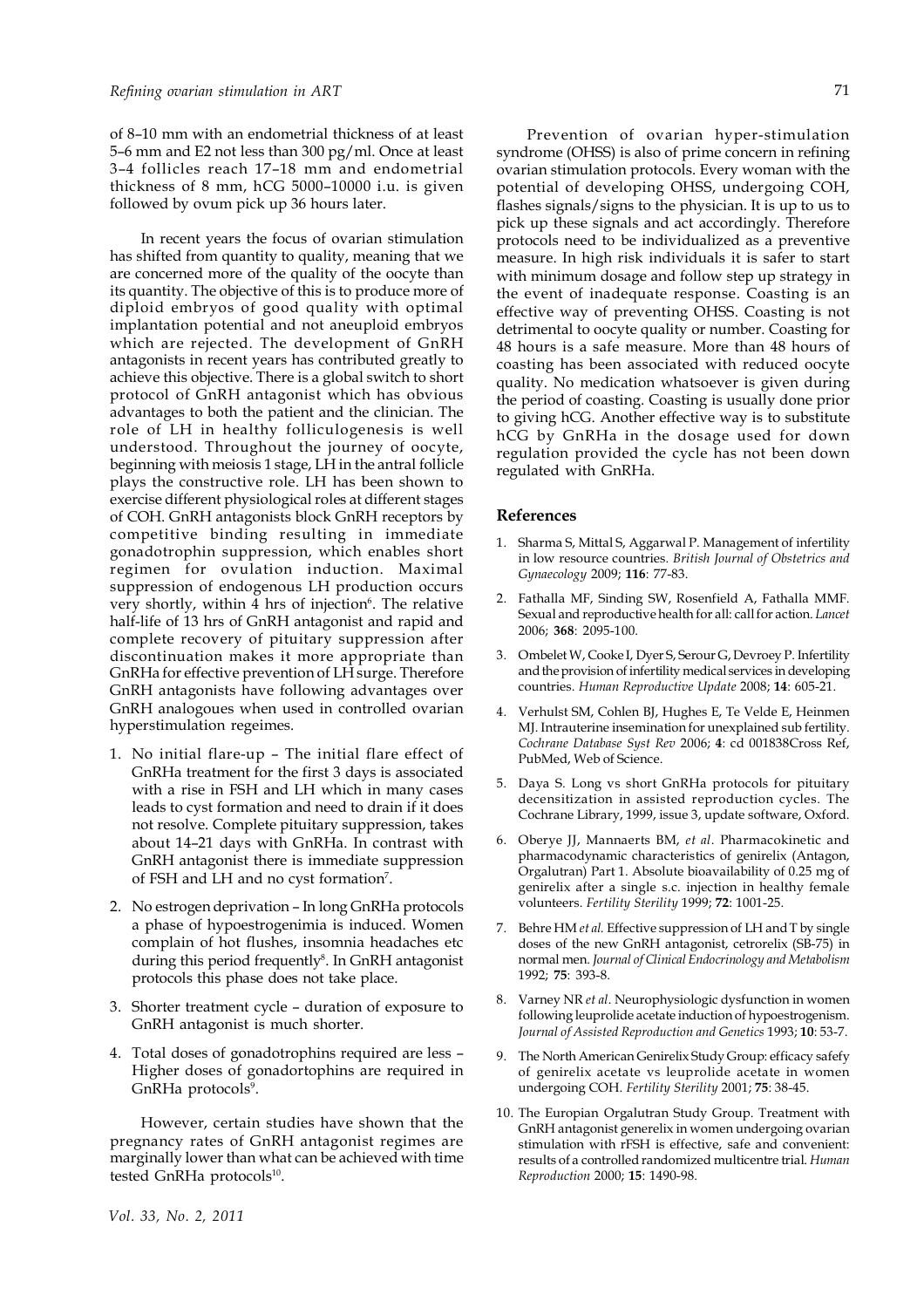of 8–10 mm with an endometrial thickness of at least 5–6 mm and E2 not less than 300 pg/ml. Once at least 3–4 follicles reach 17–18 mm and endometrial thickness of 8 mm, hCG 5000–10000 i.u. is given followed by ovum pick up 36 hours later.

In recent years the focus of ovarian stimulation has shifted from quantity to quality, meaning that we are concerned more of the quality of the oocyte than its quantity. The objective of this is to produce more of diploid embryos of good quality with optimal implantation potential and not aneuploid embryos which are rejected. The development of GnRH antagonists in recent years has contributed greatly to achieve this objective. There is a global switch to short protocol of GnRH antagonist which has obvious advantages to both the patient and the clinician. The role of LH in healthy folliculogenesis is well understood. Throughout the journey of oocyte, beginning with meiosis 1 stage, LH in the antral follicle plays the constructive role. LH has been shown to exercise different physiological roles at different stages of COH. GnRH antagonists block GnRH receptors by competitive binding resulting in immediate gonadotrophin suppression, which enables short regimen for ovulation induction. Maximal suppression of endogenous LH production occurs very shortly, within 4 hrs of injection[6]. The relative half-life of 13 hrs of GnRH antagonist and rapid and complete recovery of pituitary suppression after discontinuation makes it more appropriate than GnRHa for effective prevention of LH surge. Therefore GnRH antagonists have following advantages over GnRH analogoues when used in controlled ovarian hyperstimulation regeimes.

1. No initial flare-up – The initial flare effect of GnRHa treatment for the first 3 days is associated with a rise in FSH and LH which in many cases leads to cyst formation and need to drain if it does not resolve. Complete pituitary suppression, takes about 14–21 days with GnRHa. In contrast with GnRH antagonist there is immediate suppression of FSH and LH and no cyst formation[7].
2. No estrogen deprivation – In long GnRHa protocols a phase of hypoestrogenimia is induced. Women complain of hot flushes, insomnia headaches etc during this period frequently[8]. In GnRH antagonist protocols this phase does not take place.
3. Shorter treatment cycle – duration of exposure to GnRH antagonist is much shorter.
4. Total doses of gonadotrophins required are less – Higher doses of gonadortophins are required in GnRHa protocols[9].

However, certain studies have shown that the pregnancy rates of GnRH antagonist regimes are marginally lower than what can be achieved with time tested GnRHa protocols[10].

Prevention of ovarian hyper-stimulation syndrome (OHSS) is also of prime concern in refining ovarian stimulation protocols. Every woman with the potential of developing OHSS, undergoing COH, flashes signals/signs to the physician. It is up to us to pick up these signals and act accordingly. Therefore protocols need to be individualized as a preventive measure. In high risk individuals it is safer to start with minimum dosage and follow step up strategy in the event of inadequate response. Coasting is an effective way of preventing OHSS. Coasting is not detrimental to oocyte quality or number. Coasting for 48 hours is a safe measure. More than 48 hours of coasting has been associated with reduced oocyte quality. No medication whatsoever is given during the period of coasting. Coasting is usually done prior to giving hCG. Another effective way is to substitute hCG by GnRHa in the dosage used for down regulation provided the cycle has not been down regulated with GnRHa.

## References

1. Sharma S, Mittal S, Aggarwal P. Management of infertility in low resource countries. *British Journal of Obstetrics and Gynaecology* 2009; **116**: 77-83.
2. Fathalla MF, Sinding SW, Rosenfield A, Fathalla MMF. Sexual and reproductive health for all: call for action. *Lancet* 2006; **368**: 2095-100.
3. Ombelet W, Cooke I, Dyer S, Serour G, Devroey P. Infertility and the provision of infertility medical services in developing countries. *Human Reproductive Update* 2008; **14**: 605-21.
4. Verhulst SM, Cohlen BJ, Hughes E, Te Velde E, Heinmen MJ. Intrauterine insemination for unexplained sub fertility. *Cochrane Database Syst Rev* 2006; **4**: cd 001838Cross Ref, PubMed, Web of Science.
5. Daya S. Long vs short GnRHa protocols for pituitary decensitization in assisted reproduction cycles. The Cochrane Library, 1999, issue 3, update software, Oxford.
6. Oberye JJ, Mannaerts BM, *et al*. Pharmacokinetic and pharmacodynamic characteristics of genirelix (Antagon, Orgalutran) Part 1. Absolute bioavailability of 0.25 mg of genirelix after a single s.c. injection in healthy female volunteers. *Fertility Sterility* 1999; **72**: 1001-25.
7. Behre HM *et al.* Effective suppression of LH and T by single doses of the new GnRH antagonist, cetrorelix (SB-75) in normal men. *Journal of Clinical Endocrinology and Metabolism* 1992; **75**: 393-8.
8. Varney NR *et al*. Neurophysiologic dysfunction in women following leuprolide acetate induction of hypoestrogenism. *Journal of Assisted Reproduction and Genetics* 1993; **10**: 53-7.
9. The North American Genirelix Study Group: efficacy safefy of genirelix acetate vs leuprolide acetate in women undergoing COH. *Fertility Sterility* 2001; **75**: 38-45.
10. The Europian Orgalutran Study Group. Treatment with GnRH antagonist generelix in women undergoing ovarian stimulation with rFSH is effective, safe and convenient: results of a controlled randomized multicentre trial. *Human Reproduction* 2000; **15**: 1490-98.